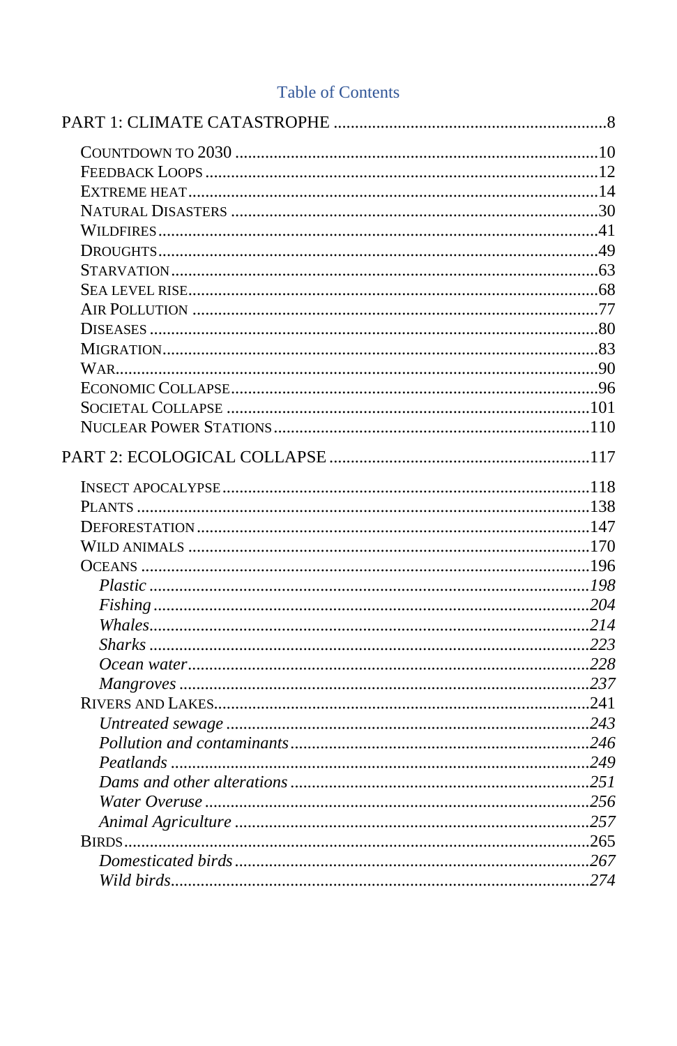# Table of Contents

PART 1: CLIMATE CATASTROPHE ........................................................ 8

- Countdown to 2030 ........................................................ 10
- Feedback Loops ........................................................ 12
- Extreme Heat ........................................................ 14
- Natural Disasters ........................................................ 30
- Wildfires ........................................................ 41
- Droughts ........................................................ 49
- Starvation ........................................................ 63
- Sea Level Rise ........................................................ 68
- Air Pollution ........................................................ 77
- Diseases ........................................................ 80
- Migration ........................................................ 83
- War ........................................................ 90
- Economic Collapse ........................................................ 96
- Societal Collapse ........................................................ 101
- Nuclear Power Stations ........................................................ 110

PART 2: ECOLOGICAL COLLAPSE ........................................................ 117

- Insect Apocalypse ........................................................ 118
- Plants ........................................................ 138
- Deforestation ........................................................ 147
- Wild Animals ........................................................ 170
- Oceans ........................................................ 196
  - *Plastic ........................................................ 198*
  - *Fishing ........................................................ 204*
  - *Whales ........................................................ 214*
  - *Sharks ........................................................ 223*
  - *Ocean water ........................................................ 228*
  - *Mangroves ........................................................ 237*
- Rivers and Lakes ........................................................ 241
  - *Untreated sewage ........................................................ 243*
  - *Pollution and contaminants ........................................................ 246*
  - *Peatlands ........................................................ 249*
  - *Dams and other alterations ........................................................ 251*
  - *Water Overuse ........................................................ 256*
  - *Animal Agriculture ........................................................ 257*
- Birds ........................................................ 265
  - *Domesticated birds ........................................................ 267*
  - *Wild birds ........................................................ 274*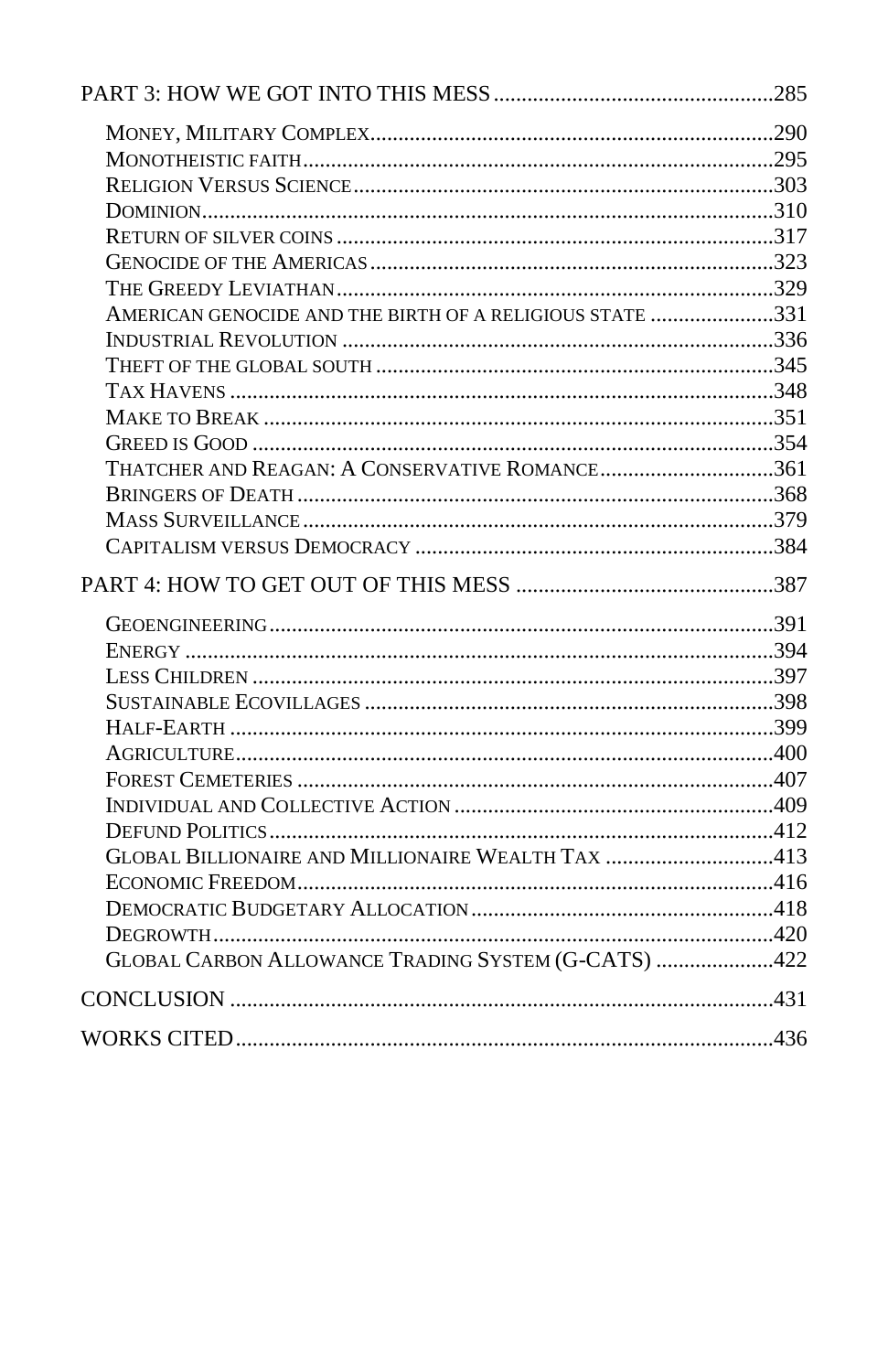PART 3: HOW WE GOT INTO THIS MESS ................................................ 285

- Money, Military Complex ................................................ 290
- Monotheistic faith ................................................ 295
- Religion Versus Science ................................................ 303
- Dominion ................................................ 310
- Return of silver coins ................................................ 317
- Genocide of the Americas ................................................ 323
- The Greedy Leviathan ................................................ 329
- American genocide and the birth of a religious state ................................................ 331
- Industrial Revolution ................................................ 336
- Theft of the global south ................................................ 345
- Tax Havens ................................................ 348
- Make to Break ................................................ 351
- Greed is Good ................................................ 354
- Thatcher and Reagan: A Conservative Romance ................................................ 361
- Bringers of Death ................................................ 368
- Mass Surveillance ................................................ 379
- Capitalism versus Democracy ................................................ 384

PART 4: HOW TO GET OUT OF THIS MESS ................................................ 387

- Geoengineering ................................................ 391
- Energy ................................................ 394
- Less Children ................................................ 397
- Sustainable Ecovillages ................................................ 398
- Half-Earth ................................................ 399
- Agriculture ................................................ 400
- Forest Cemeteries ................................................ 407
- Individual and Collective Action ................................................ 409
- Defund Politics ................................................ 412
- Global Billionaire and Millionaire Wealth Tax ................................................ 413
- Economic Freedom ................................................ 416
- Democratic Budgetary Allocation ................................................ 418
- Degrowth ................................................ 420
- Global Carbon Allowance Trading System (G-CATS) ................................................ 422

CONCLUSION ................................................ 431

WORKS CITED ................................................ 436